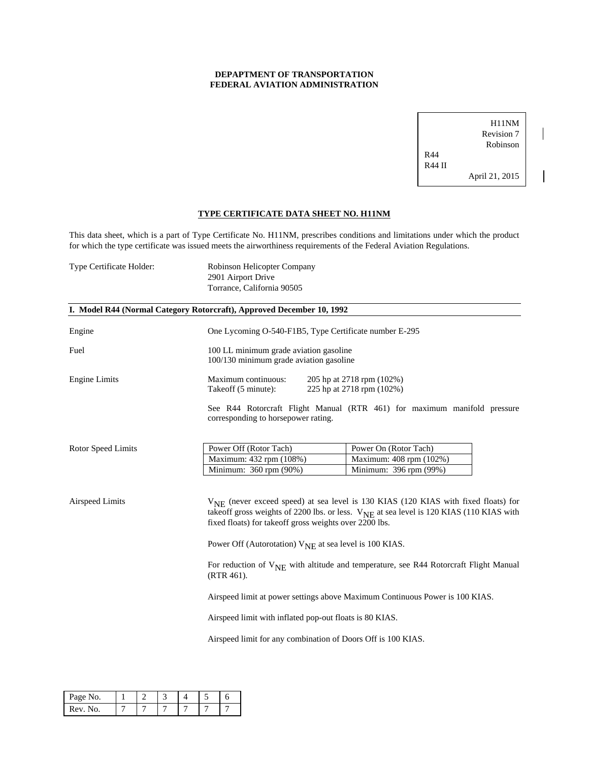**DEPAPTMENT OF TRANSPORTATION**
**FEDERAL AVIATION ADMINISTRATION**

H11NM
Revision 7
Robinson
R44
R44 II
April 21, 2015

## TYPE CERTIFICATE DATA SHEET NO. H11NM

This data sheet, which is a part of Type Certificate No. H11NM, prescribes conditions and limitations under which the product for which the type certificate was issued meets the airworthiness requirements of the Federal Aviation Regulations.

Type Certificate Holder: Robinson Helicopter Company
2901 Airport Drive
Torrance, California 90505

### I. Model R44 (Normal Category Rotorcraft), Approved December 10, 1992

**Engine**
One Lycoming O-540-F1B5, Type Certificate number E-295

**Fuel**
100 LL minimum grade aviation gasoline
100/130 minimum grade aviation gasoline

**Engine Limits**
Maximum continuous: 205 hp at 2718 rpm (102%)
Takeoff (5 minute): 225 hp at 2718 rpm (102%)

See R44 Rotorcraft Flight Manual (RTR 461) for maximum manifold pressure corresponding to horsepower rating.

**Rotor Speed Limits**

| Power Off (Rotor Tach) | Power On (Rotor Tach) |
|---|---|
| Maximum: 432 rpm (108%) | Maximum: 408 rpm (102%) |
| Minimum: 360 rpm (90%) | Minimum: 396 rpm (99%) |

**Airspeed Limits**

$V_{NE}$ (never exceed speed) at sea level is 130 KIAS (120 KIAS with fixed floats) for takeoff gross weights of 2200 lbs. or less. $V_{NE}$ at sea level is 120 KIAS (110 KIAS with fixed floats) for takeoff gross weights over 2200 lbs.

Power Off (Autorotation) $V_{NE}$ at sea level is 100 KIAS.

For reduction of $V_{NE}$ with altitude and temperature, see R44 Rotorcraft Flight Manual (RTR 461).

Airspeed limit at power settings above Maximum Continuous Power is 100 KIAS.

Airspeed limit with inflated pop-out floats is 80 KIAS.

Airspeed limit for any combination of Doors Off is 100 KIAS.

| Page No. | 1 | 2 | 3 | 4 | 5 | 6 |
|---|---|---|---|---|---|---|
| Rev. No. | 7 | 7 | 7 | 7 | 7 | 7 |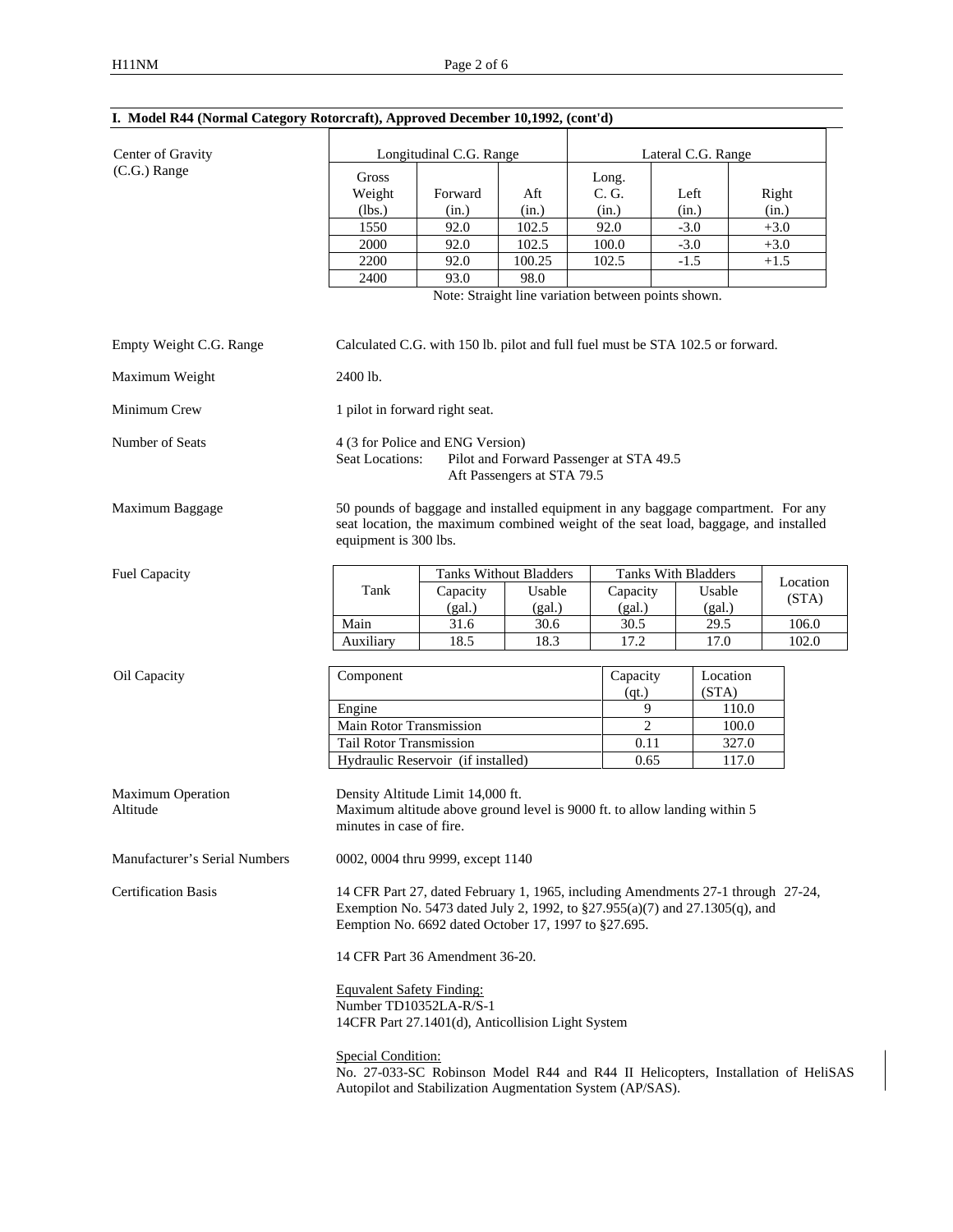## I. Model R44 (Normal Category Rotorcraft), Approved December 10,1992, (cont'd)

**Center of Gravity (C.G.) Range**

| Longitudinal C.G. Range | | | Lateral C.G. Range | | |
|---|---|---|---|---|---|
| Gross Weight (lbs.) | Forward (in.) | Aft (in.) | Long. C. G. (in.) | Left (in.) | Right (in.) |
| 1550 | 92.0 | 102.5 | 92.0 | -3.0 | +3.0 |
| 2000 | 92.0 | 102.5 | 100.0 | -3.0 | +3.0 |
| 2200 | 92.0 | 100.25 | 102.5 | -1.5 | +1.5 |
| 2400 | 93.0 | 98.0 | | | |

Note: Straight line variation between points shown.

**Empty Weight C.G. Range**
Calculated C.G. with 150 lb. pilot and full fuel must be STA 102.5 or forward.

**Maximum Weight**
2400 lb.

**Minimum Crew**
1 pilot in forward right seat.

**Number of Seats**
4 (3 for Police and ENG Version)
Seat Locations: Pilot and Forward Passenger at STA 49.5
Aft Passengers at STA 79.5

**Maximum Baggage**
50 pounds of baggage and installed equipment in any baggage compartment. For any seat location, the maximum combined weight of the seat load, baggage, and installed equipment is 300 lbs.

**Fuel Capacity**

| Tank | Tanks Without Bladders | | Tanks With Bladders | | Location (STA) |
|---|---|---|---|---|---|
| | Capacity (gal.) | Usable (gal.) | Capacity (gal.) | Usable (gal.) | |
| Main | 31.6 | 30.6 | 30.5 | 29.5 | 106.0 |
| Auxiliary | 18.5 | 18.3 | 17.2 | 17.0 | 102.0 |

**Oil Capacity**

| Component | Capacity (qt.) | Location (STA) |
|---|---|---|
| Engine | 9 | 110.0 |
| Main Rotor Transmission | 2 | 100.0 |
| Tail Rotor Transmission | 0.11 | 327.0 |
| Hydraulic Reservoir (if installed) | 0.65 | 117.0 |

**Maximum Operation Altitude**
Density Altitude Limit 14,000 ft.
Maximum altitude above ground level is 9000 ft. to allow landing within 5 minutes in case of fire.

**Manufacturer's Serial Numbers**
0002, 0004 thru 9999, except 1140

**Certification Basis**
14 CFR Part 27, dated February 1, 1965, including Amendments 27-1 through 27-24, Exemption No. 5473 dated July 2, 1992, to §27.955(a)(7) and 27.1305(q), and Eemption No. 6692 dated October 17, 1997 to §27.695.

14 CFR Part 36 Amendment 36-20.

Equvalent Safety Finding:
Number TD10352LA-R/S-1
14CFR Part 27.1401(d), Anticollision Light System

Special Condition:
No. 27-033-SC Robinson Model R44 and R44 II Helicopters, Installation of HeliSAS Autopilot and Stabilization Augmentation System (AP/SAS).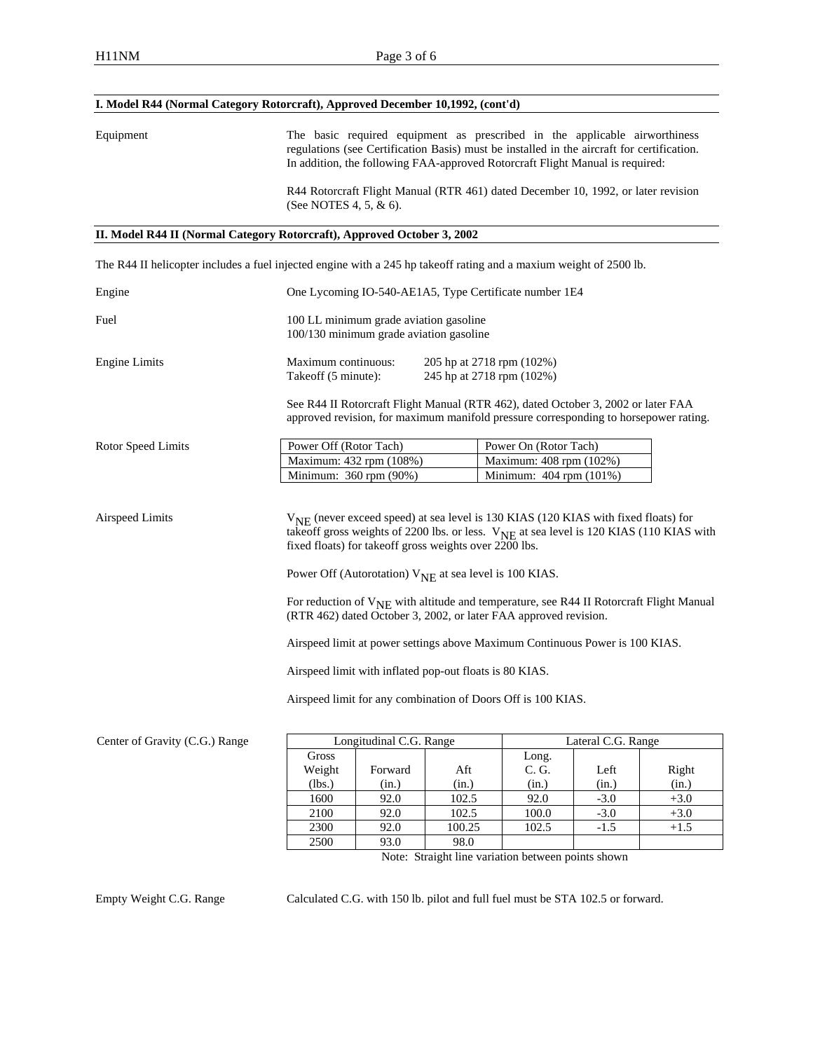## I. Model R44 (Normal Category Rotorcraft), Approved December 10,1992, (cont'd)

Equipment

The basic required equipment as prescribed in the applicable airworthiness regulations (see Certification Basis) must be installed in the aircraft for certification. In addition, the following FAA-approved Rotorcraft Flight Manual is required:

R44 Rotorcraft Flight Manual (RTR 461) dated December 10, 1992, or later revision (See NOTES 4, 5, & 6).

## II. Model R44 II (Normal Category Rotorcraft), Approved October 3, 2002

The R44 II helicopter includes a fuel injected engine with a 245 hp takeoff rating and a maxium weight of 2500 lb.

Engine

One Lycoming IO-540-AE1A5, Type Certificate number 1E4

Fuel

100 LL minimum grade aviation gasoline
100/130 minimum grade aviation gasoline

Engine Limits

Maximum continuous: 205 hp at 2718 rpm (102%)
Takeoff (5 minute): 245 hp at 2718 rpm (102%)

See R44 II Rotorcraft Flight Manual (RTR 462), dated October 3, 2002 or later FAA approved revision, for maximum manifold pressure corresponding to horsepower rating.

Rotor Speed Limits

| Power Off (Rotor Tach) | Power On (Rotor Tach) |
|---|---|
| Maximum: 432 rpm (108%) | Maximum: 408 rpm (102%) |
| Minimum: 360 rpm (90%) | Minimum: 404 rpm (101%) |

Airspeed Limits

$V_{NE}$ (never exceed speed) at sea level is 130 KIAS (120 KIAS with fixed floats) for takeoff gross weights of 2200 lbs. or less. $V_{NE}$ at sea level is 120 KIAS (110 KIAS with fixed floats) for takeoff gross weights over 2200 lbs.

Power Off (Autorotation) $V_{NE}$ at sea level is 100 KIAS.

For reduction of $V_{NE}$ with altitude and temperature, see R44 II Rotorcraft Flight Manual (RTR 462) dated October 3, 2002, or later FAA approved revision.

Airspeed limit at power settings above Maximum Continuous Power is 100 KIAS.

Airspeed limit with inflated pop-out floats is 80 KIAS.

Airspeed limit for any combination of Doors Off is 100 KIAS.

Center of Gravity (C.G.) Range

| Longitudinal C.G. Range | | | Lateral C.G. Range | | |
|---|---|---|---|---|---|
| Gross Weight (lbs.) | Forward (in.) | Aft (in.) | Long. C. G. (in.) | Left (in.) | Right (in.) |
| 1600 | 92.0 | 102.5 | 92.0 | -3.0 | +3.0 |
| 2100 | 92.0 | 102.5 | 100.0 | -3.0 | +3.0 |
| 2300 | 92.0 | 100.25 | 102.5 | -1.5 | +1.5 |
| 2500 | 93.0 | 98.0 | | | |

Note: Straight line variation between points shown

Empty Weight C.G. Range

Calculated C.G. with 150 lb. pilot and full fuel must be STA 102.5 or forward.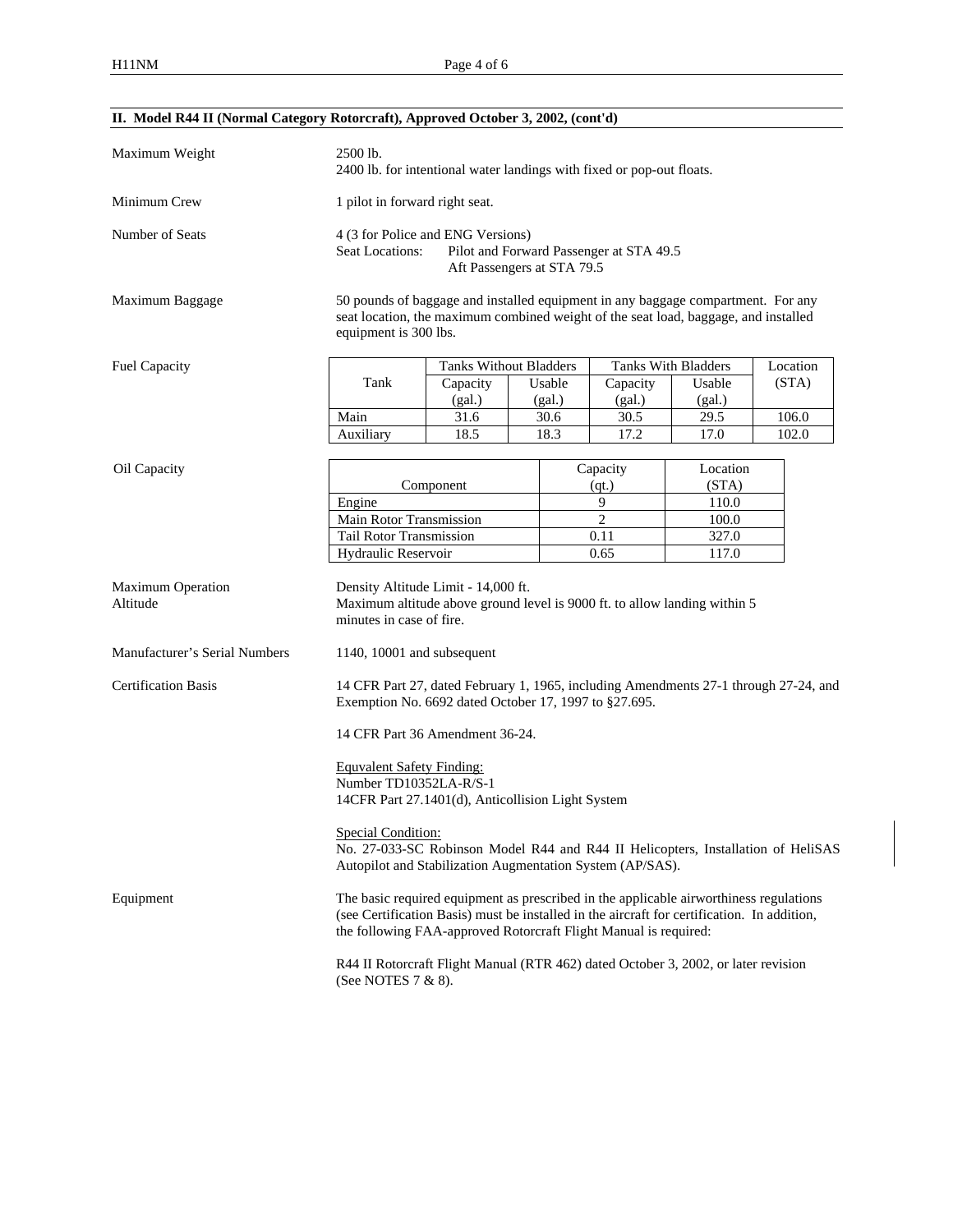## II. Model R44 II (Normal Category Rotorcraft), Approved October 3, 2002, (cont'd)

**Maximum Weight**

2500 lb.
2400 lb. for intentional water landings with fixed or pop-out floats.

**Minimum Crew**

1 pilot in forward right seat.

**Number of Seats**

4 (3 for Police and ENG Versions)
Seat Locations: Pilot and Forward Passenger at STA 49.5
Aft Passengers at STA 79.5

**Maximum Baggage**

50 pounds of baggage and installed equipment in any baggage compartment. For any seat location, the maximum combined weight of the seat load, baggage, and installed equipment is 300 lbs.

**Fuel Capacity**

| Tank | Tanks Without Bladders | | Tanks With Bladders | | Location (STA) |
|---|---|---|---|---|---|
| | Capacity (gal.) | Usable (gal.) | Capacity (gal.) | Usable (gal.) | |
| Main | 31.6 | 30.6 | 30.5 | 29.5 | 106.0 |
| Auxiliary | 18.5 | 18.3 | 17.2 | 17.0 | 102.0 |

**Oil Capacity**

| Component | Capacity (qt.) | Location (STA) |
|---|---|---|
| Engine | 9 | 110.0 |
| Main Rotor Transmission | 2 | 100.0 |
| Tail Rotor Transmission | 0.11 | 327.0 |
| Hydraulic Reservoir | 0.65 | 117.0 |

**Maximum Operation Altitude**

Density Altitude Limit - 14,000 ft.
Maximum altitude above ground level is 9000 ft. to allow landing within 5 minutes in case of fire.

**Manufacturer's Serial Numbers**

1140, 10001 and subsequent

**Certification Basis**

14 CFR Part 27, dated February 1, 1965, including Amendments 27-1 through 27-24, and Exemption No. 6692 dated October 17, 1997 to §27.695.

14 CFR Part 36 Amendment 36-24.

Equvalent Safety Finding:
Number TD10352LA-R/S-1
14CFR Part 27.1401(d), Anticollision Light System

Special Condition:
No. 27-033-SC Robinson Model R44 and R44 II Helicopters, Installation of HeliSAS Autopilot and Stabilization Augmentation System (AP/SAS).

**Equipment**

The basic required equipment as prescribed in the applicable airworthiness regulations (see Certification Basis) must be installed in the aircraft for certification. In addition, the following FAA-approved Rotorcraft Flight Manual is required:

R44 II Rotorcraft Flight Manual (RTR 462) dated October 3, 2002, or later revision (See NOTES 7 & 8).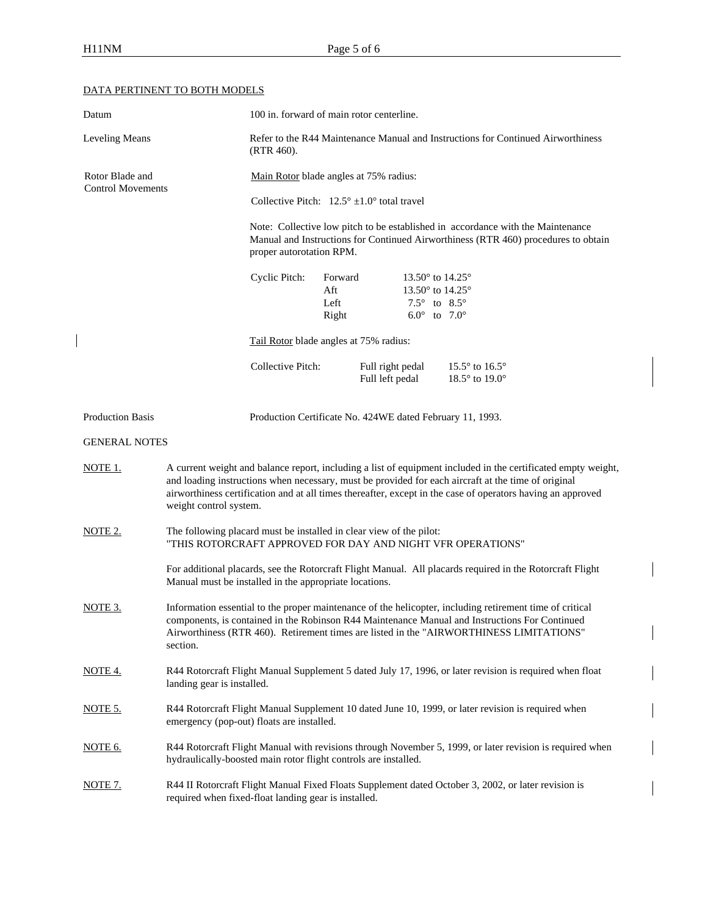## DATA PERTINENT TO BOTH MODELS

| | |
|---|---|
| Datum | 100 in. forward of main rotor centerline. |
| Leveling Means | Refer to the R44 Maintenance Manual and Instructions for Continued Airworthiness (RTR 460). |

**Rotor Blade and Control Movements**

Main Rotor blade angles at 75% radius:

Collective Pitch: 12.5° ±1.0° total travel

Note: Collective low pitch to be established in accordance with the Maintenance Manual and Instructions for Continued Airworthiness (RTR 460) procedures to obtain proper autorotation RPM.

| Cyclic Pitch: | | |
|---|---|---|
| | Forward | 13.50° to 14.25° |
| | Aft | 13.50° to 14.25° |
| | Left | 7.5° to 8.5° |
| | Right | 6.0° to 7.0° |

Tail Rotor blade angles at 75% radius:

| Collective Pitch: | | |
|---|---|---|
| | Full right pedal | 15.5° to 16.5° |
| | Full left pedal | 18.5° to 19.0° |

Production Basis: Production Certificate No. 424WE dated February 11, 1993.

## GENERAL NOTES

NOTE 1. A current weight and balance report, including a list of equipment included in the certificated empty weight, and loading instructions when necessary, must be provided for each aircraft at the time of original airworthiness certification and at all times thereafter, except in the case of operators having an approved weight control system.

NOTE 2. The following placard must be installed in clear view of the pilot:
"THIS ROTORCRAFT APPROVED FOR DAY AND NIGHT VFR OPERATIONS"

For additional placards, see the Rotorcraft Flight Manual. All placards required in the Rotorcraft Flight Manual must be installed in the appropriate locations.

NOTE 3. Information essential to the proper maintenance of the helicopter, including retirement time of critical components, is contained in the Robinson R44 Maintenance Manual and Instructions For Continued Airworthiness (RTR 460). Retirement times are listed in the "AIRWORTHINESS LIMITATIONS" section.

NOTE 4. R44 Rotorcraft Flight Manual Supplement 5 dated July 17, 1996, or later revision is required when float landing gear is installed.

NOTE 5. R44 Rotorcraft Flight Manual Supplement 10 dated June 10, 1999, or later revision is required when emergency (pop-out) floats are installed.

NOTE 6. R44 Rotorcraft Flight Manual with revisions through November 5, 1999, or later revision is required when hydraulically-boosted main rotor flight controls are installed.

NOTE 7. R44 II Rotorcraft Flight Manual Fixed Floats Supplement dated October 3, 2002, or later revision is required when fixed-float landing gear is installed.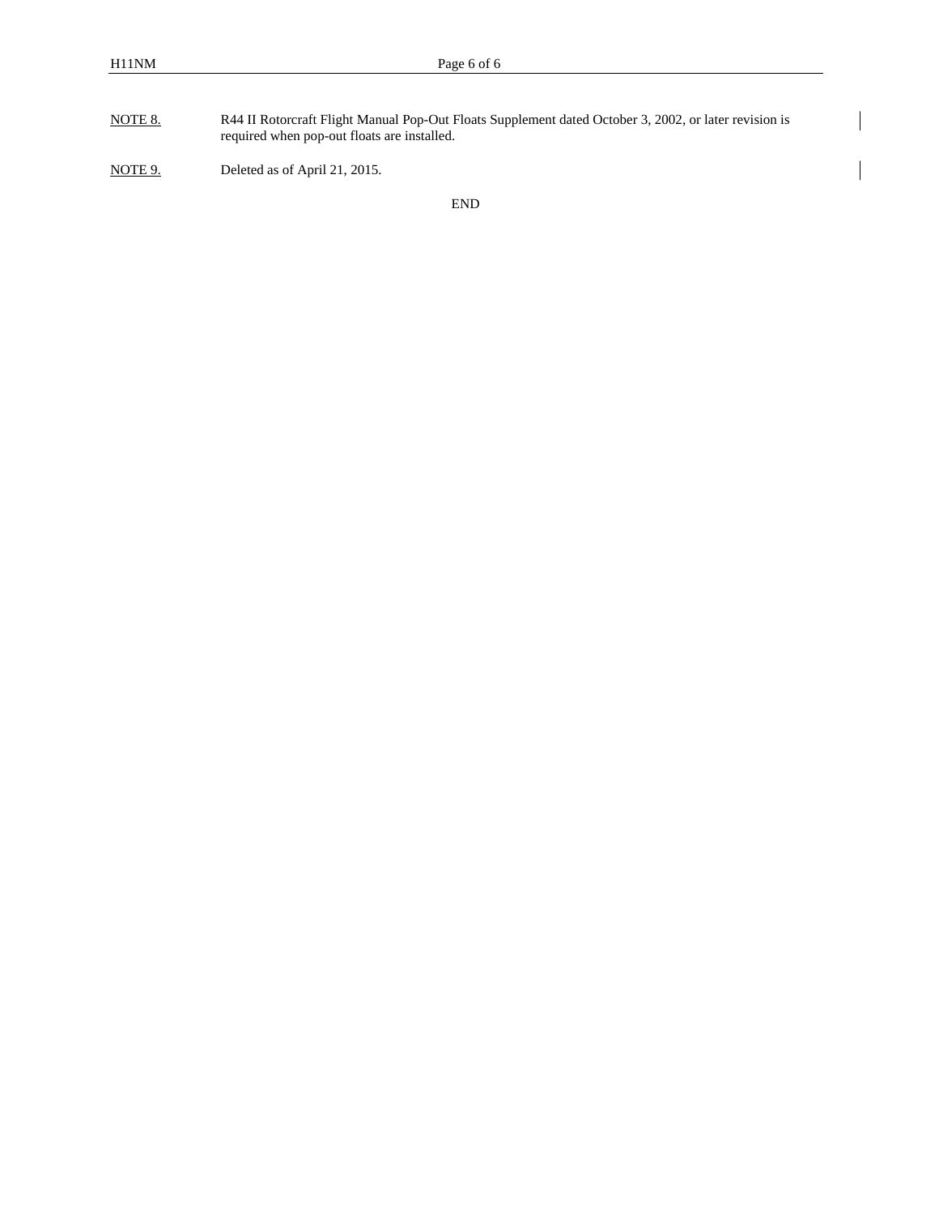NOTE 8. R44 II Rotorcraft Flight Manual Pop-Out Floats Supplement dated October 3, 2002, or later revision is required when pop-out floats are installed.

NOTE 9. Deleted as of April 21, 2015.

END